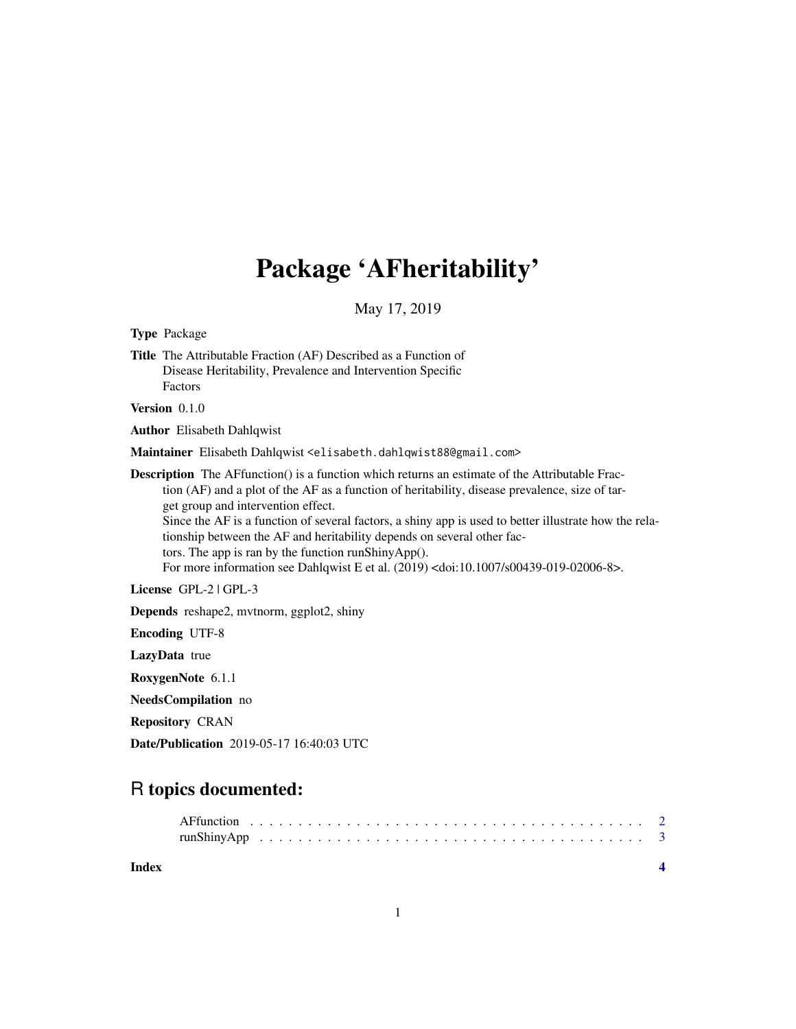# Package 'AFheritability'

May 17, 2019

**Type** Package

**Title** The Attributable Fraction (AF) Described as a Function of Disease Heritability, Prevalence and Intervention Specific Factors

**Version** 0.1.0

**Author** Elisabeth Dahlqwist

**Maintainer** Elisabeth Dahlqwist <elisabeth.dahlqwist88@gmail.com>

**Description** The AFfunction() is a function which returns an estimate of the Attributable Fraction (AF) and a plot of the AF as a function of heritability, disease prevalence, size of target group and intervention effect.
Since the AF is a function of several factors, a shiny app is used to better illustrate how the relationship between the AF and heritability depends on several other factors. The app is ran by the function runShinyApp().
For more information see Dahlqwist E et al. (2019) <doi:10.1007/s00439-019-02006-8>.

**License** GPL-2 | GPL-3

**Depends** reshape2, mvtnorm, ggplot2, shiny

**Encoding** UTF-8

**LazyData** true

**RoxygenNote** 6.1.1

**NeedsCompilation** no

**Repository** CRAN

**Date/Publication** 2019-05-17 16:40:03 UTC

## R topics documented:

AFfunction . . . . . . . . . . . . . . . . . . . . . . . . . . . . . . . . . . . . . . . . 2
runShinyApp . . . . . . . . . . . . . . . . . . . . . . . . . . . . . . . . . . . . . . . 3

**Index** **4**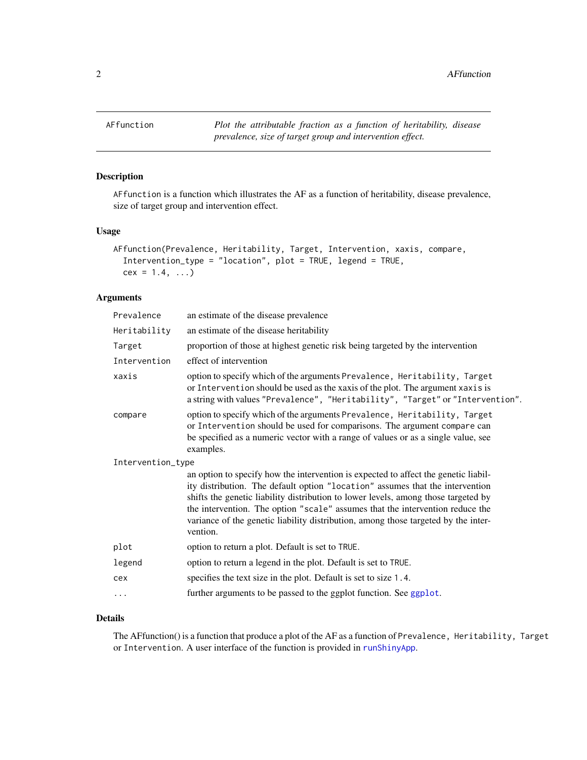AFfunction *Plot the attributable fraction as a function of heritability, disease prevalence, size of target group and intervention effect.*

## Description

`AFfunction` is a function which illustrates the AF as a function of heritability, disease prevalence, size of target group and intervention effect.

## Usage

```
AFfunction(Prevalence, Heritability, Target, Intervention, xaxis, compare,
  Intervention_type = "location", plot = TRUE, legend = TRUE,
  cex = 1.4, ...)
```

## Arguments

| | |
|---|---|
| `Prevalence` | an estimate of the disease prevalence |
| `Heritability` | an estimate of the disease heritability |
| `Target` | proportion of those at highest genetic risk being targeted by the intervention |
| `Intervention` | effect of intervention |
| `xaxis` | option to specify which of the arguments `Prevalence`, `Heritability`, `Target` or `Intervention` should be used as the xaxis of the plot. The argument `xaxis` is a string with values `"Prevalence"`, `"Heritability"`, `"Target"` or `"Intervention"`. |
| `compare` | option to specify which of the arguments `Prevalence`, `Heritability`, `Target` or `Intervention` should be used for comparisons. The argument `compare` can be specified as a numeric vector with a range of values or as a single value, see examples. |
| `Intervention_type` | an option to specify how the intervention is expected to affect the genetic liability distribution. The default option `"location"` assumes that the intervention shifts the genetic liability distribution to lower levels, among those targeted by the intervention. The option `"scale"` assumes that the intervention reduce the variance of the genetic liability distribution, among those targeted by the intervention. |
| `plot` | option to return a plot. Default is set to `TRUE`. |
| `legend` | option to return a legend in the plot. Default is set to `TRUE`. |
| `cex` | specifies the text size in the plot. Default is set to size `1.4`. |
| `...` | further arguments to be passed to the ggplot function. See `ggplot`. |

## Details

The AFfunction() is a function that produce a plot of the AF as a function of `Prevalence`, `Heritability`, `Target` or `Intervention`. A user interface of the function is provided in `runShinyApp`.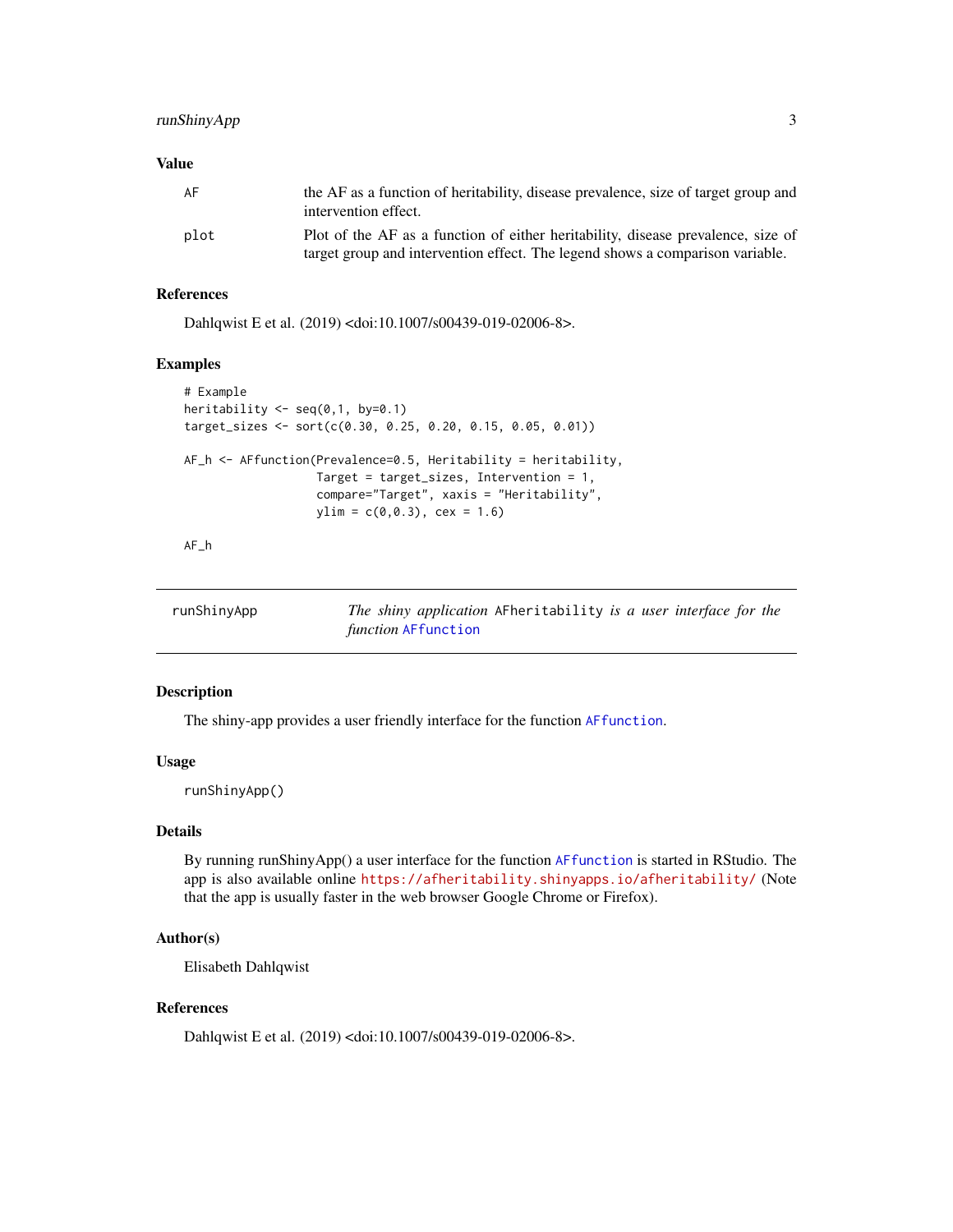### Value

| | |
|---|---|
| `AF` | the AF as a function of heritability, disease prevalence, size of target group and intervention effect. |
| `plot` | Plot of the AF as a function of either heritability, disease prevalence, size of target group and intervention effect. The legend shows a comparison variable. |

### References

Dahlqwist E et al. (2019) <doi:10.1007/s00439-019-02006-8>.

### Examples

```
# Example
heritability <- seq(0,1, by=0.1)
target_sizes <- sort(c(0.30, 0.25, 0.20, 0.15, 0.05, 0.01))

AF_h <- AFfunction(Prevalence=0.5, Heritability = heritability,
                   Target = target_sizes, Intervention = 1,
                   compare="Target", xaxis = "Heritability",
                   ylim = c(0,0.3), cex = 1.6)

AF_h
```

---

## runShinyApp — *The shiny application* `AFheritability` *is a user interface for the function* `AFfunction`

### Description

The shiny-app provides a user friendly interface for the function `AFfunction`.

### Usage

```
runShinyApp()
```

### Details

By running runShinyApp() a user interface for the function `AFfunction` is started in RStudio. The app is also available online `https://afheritability.shinyapps.io/afheritability/` (Note that the app is usually faster in the web browser Google Chrome or Firefox).

### Author(s)

Elisabeth Dahlqwist

### References

Dahlqwist E et al. (2019) <doi:10.1007/s00439-019-02006-8>.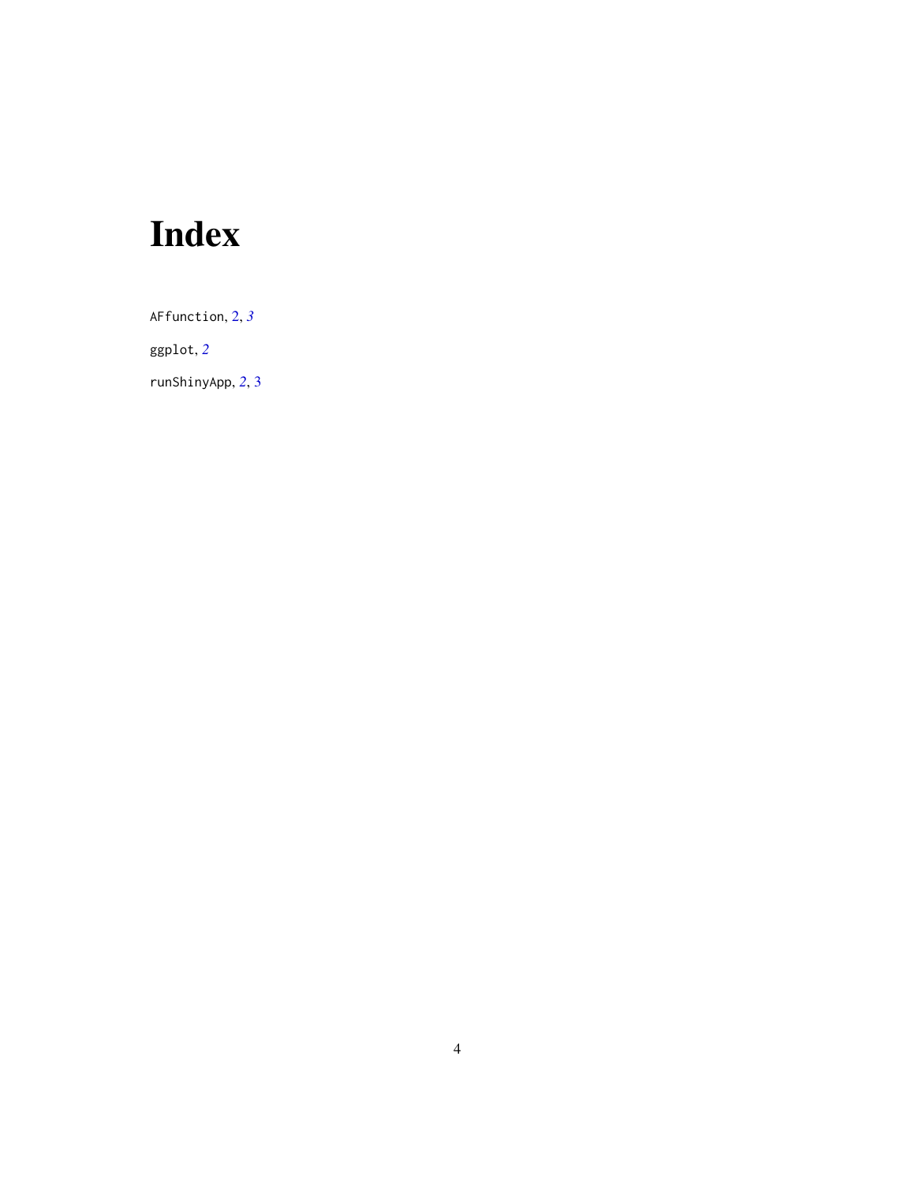# Index

AFfunction, 2, *3*

ggplot, *2*

runShinyApp, *2*, 3